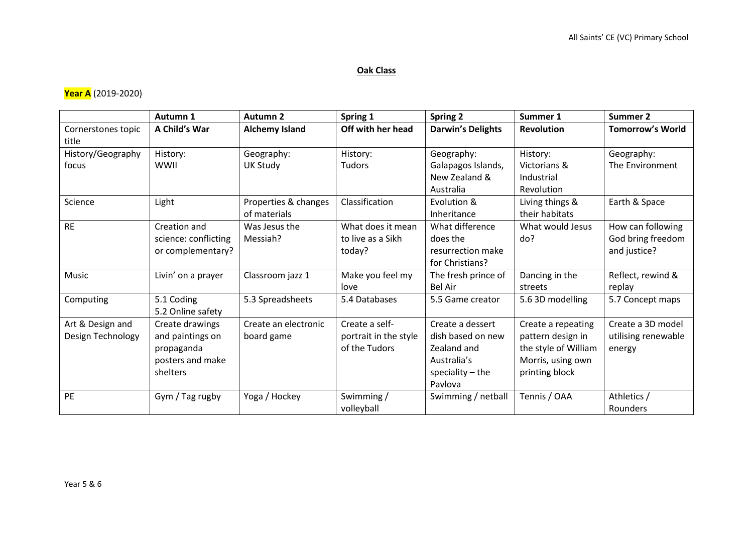## Oak Class

**Year A** (2019-2020)

| | Autumn 1 | Autumn 2 | Spring 1 | Spring 2 | Summer 1 | Summer 2 |
|---|---|---|---|---|---|---|
| Cornerstones topic title | **A Child's War** | **Alchemy Island** | **Off with her head** | **Darwin's Delights** | **Revolution** | **Tomorrow's World** |
| History/Geography focus | History: WWII | Geography: UK Study | History: Tudors | Geography: Galapagos Islands, New Zealand & Australia | History: Victorians & Industrial Revolution | Geography: The Environment |
| Science | Light | Properties & changes of materials | Classification | Evolution & Inheritance | Living things & their habitats | Earth & Space |
| RE | Creation and science: conflicting or complementary? | Was Jesus the Messiah? | What does it mean to live as a Sikh today? | What difference does the resurrection make for Christians? | What would Jesus do? | How can following God bring freedom and justice? |
| Music | Livin' on a prayer | Classroom jazz 1 | Make you feel my love | The fresh prince of Bel Air | Dancing in the streets | Reflect, rewind & replay |
| Computing | 5.1 Coding<br>5.2 Online safety | 5.3 Spreadsheets | 5.4 Databases | 5.5 Game creator | 5.6 3D modelling | 5.7 Concept maps |
| Art & Design and Design Technology | Create drawings and paintings on propaganda posters and make shelters | Create an electronic board game | Create a self-portrait in the style of the Tudors | Create a dessert dish based on new Zealand and Australia's speciality – the Pavlova | Create a repeating pattern design in the style of William Morris, using own printing block | Create a 3D model utilising renewable energy |
| PE | Gym / Tag rugby | Yoga / Hockey | Swimming / volleyball | Swimming / netball | Tennis / OAA | Athletics / Rounders |

Year 5 & 6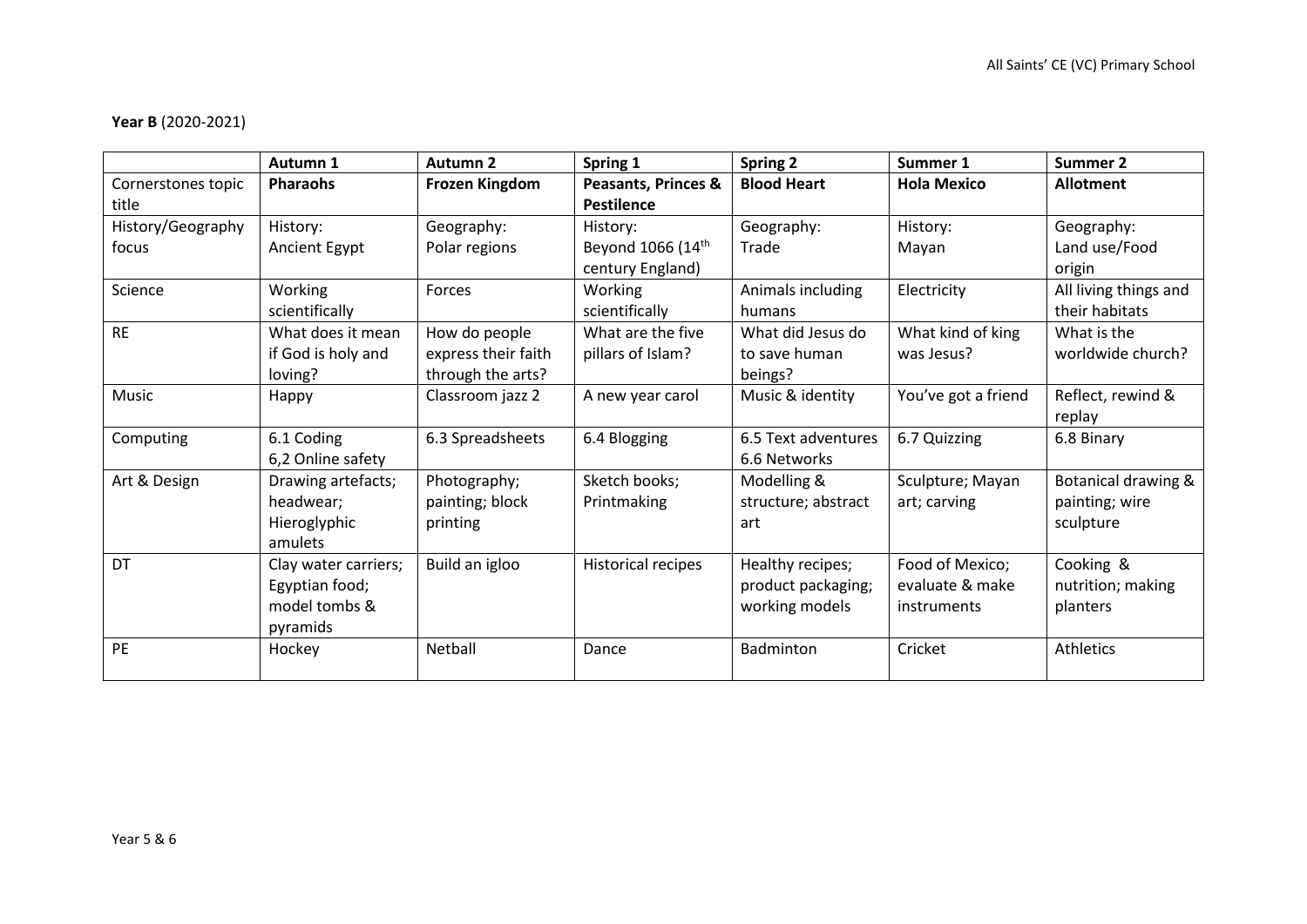**Year B** (2020-2021)

| | Autumn 1 | Autumn 2 | Spring 1 | Spring 2 | Summer 1 | Summer 2 |
|---|---|---|---|---|---|---|
| Cornerstones topic title | **Pharaohs** | **Frozen Kingdom** | **Peasants, Princes & Pestilence** | **Blood Heart** | **Hola Mexico** | **Allotment** |
| History/Geography focus | History: Ancient Egypt | Geography: Polar regions | History: Beyond 1066 (14th century England) | Geography: Trade | History: Mayan | Geography: Land use/Food origin |
| Science | Working scientifically | Forces | Working scientifically | Animals including humans | Electricity | All living things and their habitats |
| RE | What does it mean if God is holy and loving? | How do people express their faith through the arts? | What are the five pillars of Islam? | What did Jesus do to save human beings? | What kind of king was Jesus? | What is the worldwide church? |
| Music | Happy | Classroom jazz 2 | A new year carol | Music & identity | You've got a friend | Reflect, rewind & replay |
| Computing | 6.1 Coding<br>6,2 Online safety | 6.3 Spreadsheets | 6.4 Blogging | 6.5 Text adventures<br>6.6 Networks | 6.7 Quizzing | 6.8 Binary |
| Art & Design | Drawing artefacts; headwear; Hieroglyphic amulets | Photography; painting; block printing | Sketch books; Printmaking | Modelling & structure; abstract art | Sculpture; Mayan art; carving | Botanical drawing & painting; wire sculpture |
| DT | Clay water carriers; Egyptian food; model tombs & pyramids | Build an igloo | Historical recipes | Healthy recipes; product packaging; working models | Food of Mexico; evaluate & make instruments | Cooking & nutrition; making planters |
| PE | Hockey | Netball | Dance | Badminton | Cricket | Athletics |

Year 5 & 6